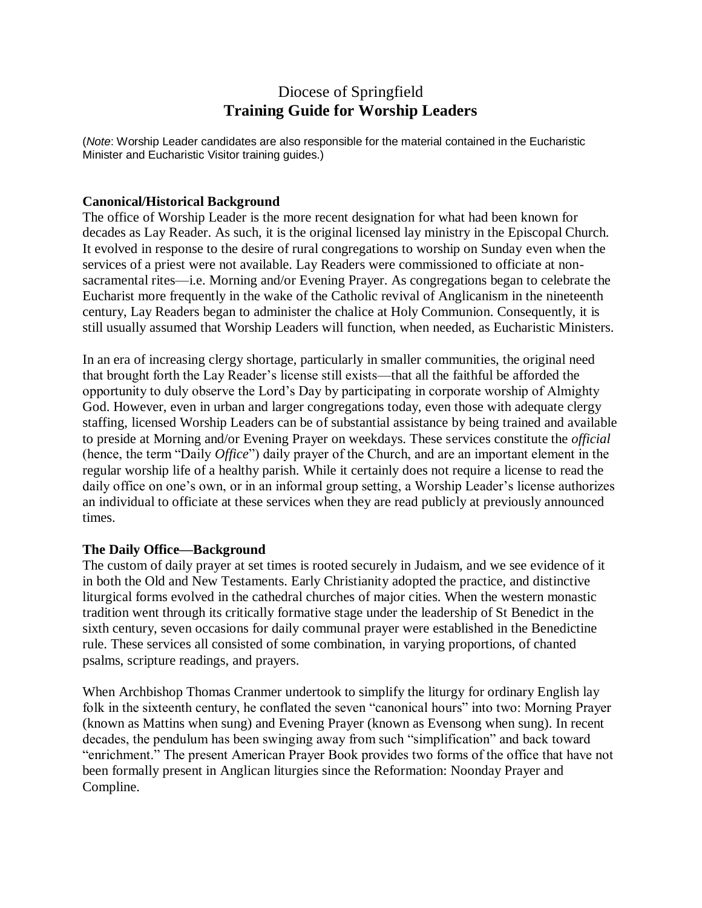Diocese of Springfield

# Training Guide for Worship Leaders

(*Note*: Worship Leader candidates are also responsible for the material contained in the Eucharistic Minister and Eucharistic Visitor training guides.)

## Canonical/Historical Background

The office of Worship Leader is the more recent designation for what had been known for decades as Lay Reader. As such, it is the original licensed lay ministry in the Episcopal Church. It evolved in response to the desire of rural congregations to worship on Sunday even when the services of a priest were not available. Lay Readers were commissioned to officiate at non-sacramental rites—i.e. Morning and/or Evening Prayer. As congregations began to celebrate the Eucharist more frequently in the wake of the Catholic revival of Anglicanism in the nineteenth century, Lay Readers began to administer the chalice at Holy Communion. Consequently, it is still usually assumed that Worship Leaders will function, when needed, as Eucharistic Ministers.

In an era of increasing clergy shortage, particularly in smaller communities, the original need that brought forth the Lay Reader's license still exists—that all the faithful be afforded the opportunity to duly observe the Lord's Day by participating in corporate worship of Almighty God. However, even in urban and larger congregations today, even those with adequate clergy staffing, licensed Worship Leaders can be of substantial assistance by being trained and available to preside at Morning and/or Evening Prayer on weekdays. These services constitute the *official* (hence, the term "Daily *Office*") daily prayer of the Church, and are an important element in the regular worship life of a healthy parish. While it certainly does not require a license to read the daily office on one's own, or in an informal group setting, a Worship Leader's license authorizes an individual to officiate at these services when they are read publicly at previously announced times.

## The Daily Office—Background

The custom of daily prayer at set times is rooted securely in Judaism, and we see evidence of it in both the Old and New Testaments. Early Christianity adopted the practice, and distinctive liturgical forms evolved in the cathedral churches of major cities. When the western monastic tradition went through its critically formative stage under the leadership of St Benedict in the sixth century, seven occasions for daily communal prayer were established in the Benedictine rule. These services all consisted of some combination, in varying proportions, of chanted psalms, scripture readings, and prayers.

When Archbishop Thomas Cranmer undertook to simplify the liturgy for ordinary English lay folk in the sixteenth century, he conflated the seven "canonical hours" into two: Morning Prayer (known as Mattins when sung) and Evening Prayer (known as Evensong when sung). In recent decades, the pendulum has been swinging away from such "simplification" and back toward "enrichment." The present American Prayer Book provides two forms of the office that have not been formally present in Anglican liturgies since the Reformation: Noonday Prayer and Compline.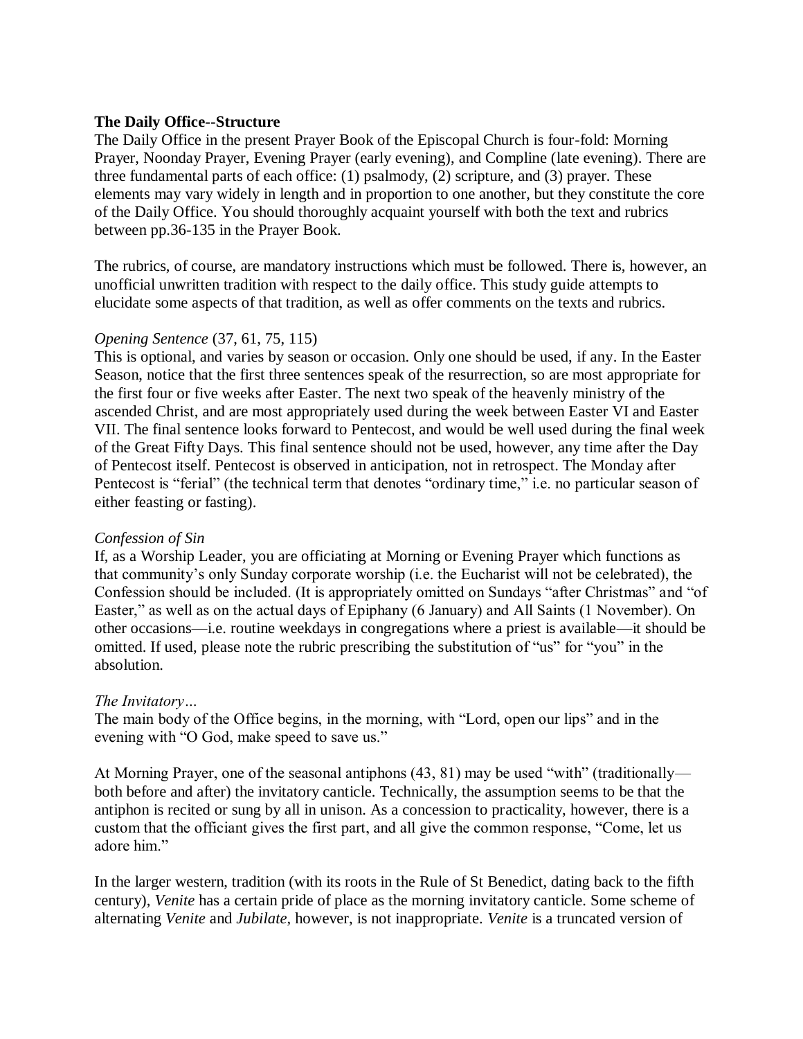**The Daily Office--Structure**

The Daily Office in the present Prayer Book of the Episcopal Church is four-fold: Morning Prayer, Noonday Prayer, Evening Prayer (early evening), and Compline (late evening). There are three fundamental parts of each office: (1) psalmody, (2) scripture, and (3) prayer. These elements may vary widely in length and in proportion to one another, but they constitute the core of the Daily Office. You should thoroughly acquaint yourself with both the text and rubrics between pp.36-135 in the Prayer Book.

The rubrics, of course, are mandatory instructions which must be followed. There is, however, an unofficial unwritten tradition with respect to the daily office. This study guide attempts to elucidate some aspects of that tradition, as well as offer comments on the texts and rubrics.

*Opening Sentence* (37, 61, 75, 115)

This is optional, and varies by season or occasion. Only one should be used, if any. In the Easter Season, notice that the first three sentences speak of the resurrection, so are most appropriate for the first four or five weeks after Easter. The next two speak of the heavenly ministry of the ascended Christ, and are most appropriately used during the week between Easter VI and Easter VII. The final sentence looks forward to Pentecost, and would be well used during the final week of the Great Fifty Days. This final sentence should not be used, however, any time after the Day of Pentecost itself. Pentecost is observed in anticipation, not in retrospect. The Monday after Pentecost is "ferial" (the technical term that denotes "ordinary time," i.e. no particular season of either feasting or fasting).

*Confession of Sin*

If, as a Worship Leader, you are officiating at Morning or Evening Prayer which functions as that community's only Sunday corporate worship (i.e. the Eucharist will not be celebrated), the Confession should be included. (It is appropriately omitted on Sundays "after Christmas" and "of Easter," as well as on the actual days of Epiphany (6 January) and All Saints (1 November). On other occasions—i.e. routine weekdays in congregations where a priest is available—it should be omitted. If used, please note the rubric prescribing the substitution of "us" for "you" in the absolution.

*The Invitatory…*

The main body of the Office begins, in the morning, with "Lord, open our lips" and in the evening with "O God, make speed to save us."

At Morning Prayer, one of the seasonal antiphons (43, 81) may be used "with" (traditionally—both before and after) the invitatory canticle. Technically, the assumption seems to be that the antiphon is recited or sung by all in unison. As a concession to practicality, however, there is a custom that the officiant gives the first part, and all give the common response, "Come, let us adore him."

In the larger western, tradition (with its roots in the Rule of St Benedict, dating back to the fifth century), *Venite* has a certain pride of place as the morning invitatory canticle. Some scheme of alternating *Venite* and *Jubilate*, however, is not inappropriate. *Venite* is a truncated version of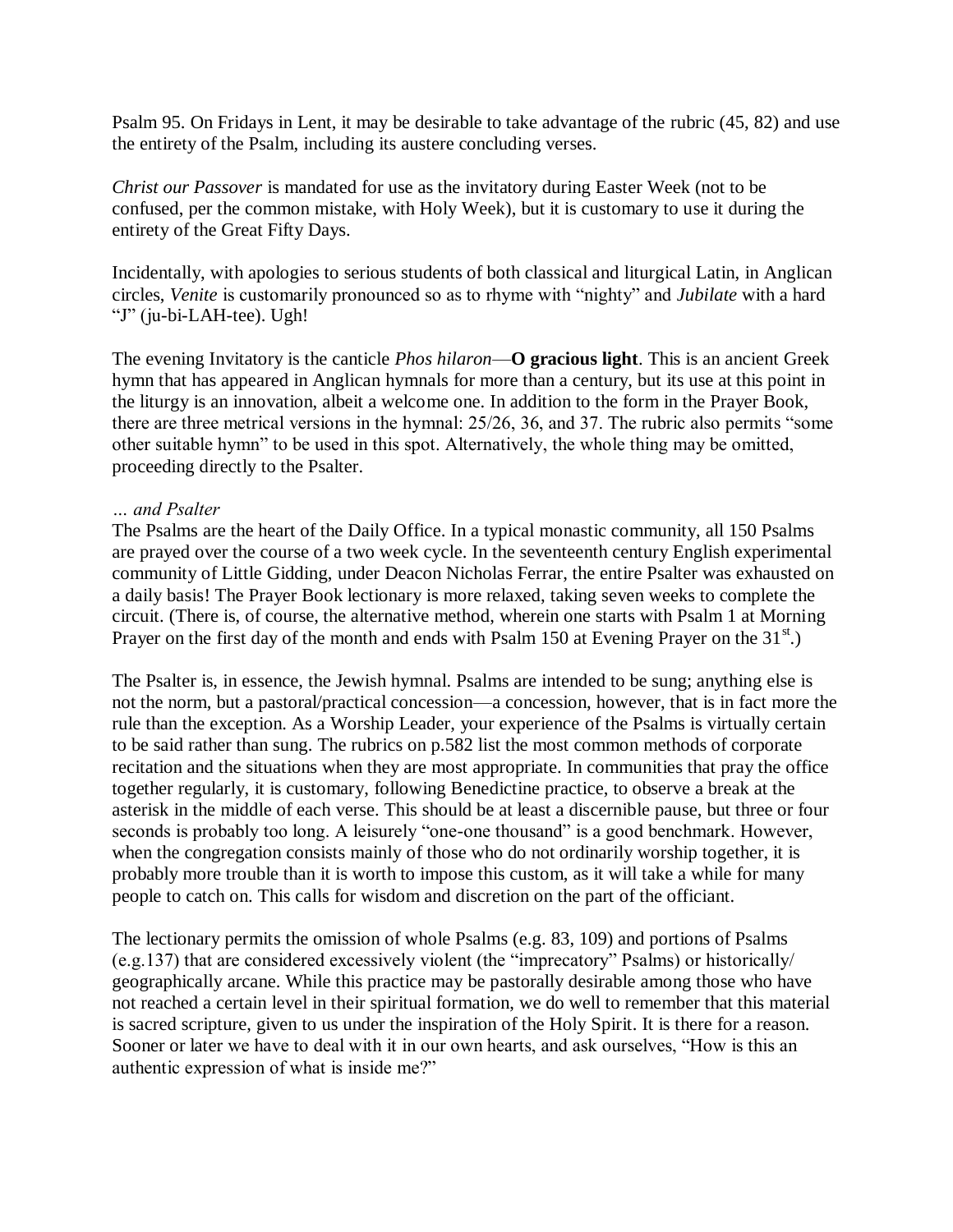Psalm 95. On Fridays in Lent, it may be desirable to take advantage of the rubric (45, 82) and use the entirety of the Psalm, including its austere concluding verses.

*Christ our Passover* is mandated for use as the invitatory during Easter Week (not to be confused, per the common mistake, with Holy Week), but it is customary to use it during the entirety of the Great Fifty Days.

Incidentally, with apologies to serious students of both classical and liturgical Latin, in Anglican circles, *Venite* is customarily pronounced so as to rhyme with "nighty" and *Jubilate* with a hard "J" (ju-bi-LAH-tee). Ugh!

The evening Invitatory is the canticle *Phos hilaron*—**O gracious light**. This is an ancient Greek hymn that has appeared in Anglican hymnals for more than a century, but its use at this point in the liturgy is an innovation, albeit a welcome one. In addition to the form in the Prayer Book, there are three metrical versions in the hymnal: 25/26, 36, and 37. The rubric also permits "some other suitable hymn" to be used in this spot. Alternatively, the whole thing may be omitted, proceeding directly to the Psalter.

*… and Psalter*

The Psalms are the heart of the Daily Office. In a typical monastic community, all 150 Psalms are prayed over the course of a two week cycle. In the seventeenth century English experimental community of Little Gidding, under Deacon Nicholas Ferrar, the entire Psalter was exhausted on a daily basis! The Prayer Book lectionary is more relaxed, taking seven weeks to complete the circuit. (There is, of course, the alternative method, wherein one starts with Psalm 1 at Morning Prayer on the first day of the month and ends with Psalm 150 at Evening Prayer on the 31st.)

The Psalter is, in essence, the Jewish hymnal. Psalms are intended to be sung; anything else is not the norm, but a pastoral/practical concession—a concession, however, that is in fact more the rule than the exception. As a Worship Leader, your experience of the Psalms is virtually certain to be said rather than sung. The rubrics on p.582 list the most common methods of corporate recitation and the situations when they are most appropriate. In communities that pray the office together regularly, it is customary, following Benedictine practice, to observe a break at the asterisk in the middle of each verse. This should be at least a discernible pause, but three or four seconds is probably too long. A leisurely "one-one thousand" is a good benchmark. However, when the congregation consists mainly of those who do not ordinarily worship together, it is probably more trouble than it is worth to impose this custom, as it will take a while for many people to catch on. This calls for wisdom and discretion on the part of the officiant.

The lectionary permits the omission of whole Psalms (e.g. 83, 109) and portions of Psalms (e.g.137) that are considered excessively violent (the "imprecatory" Psalms) or historically/ geographically arcane. While this practice may be pastorally desirable among those who have not reached a certain level in their spiritual formation, we do well to remember that this material is sacred scripture, given to us under the inspiration of the Holy Spirit. It is there for a reason. Sooner or later we have to deal with it in our own hearts, and ask ourselves, "How is this an authentic expression of what is inside me?"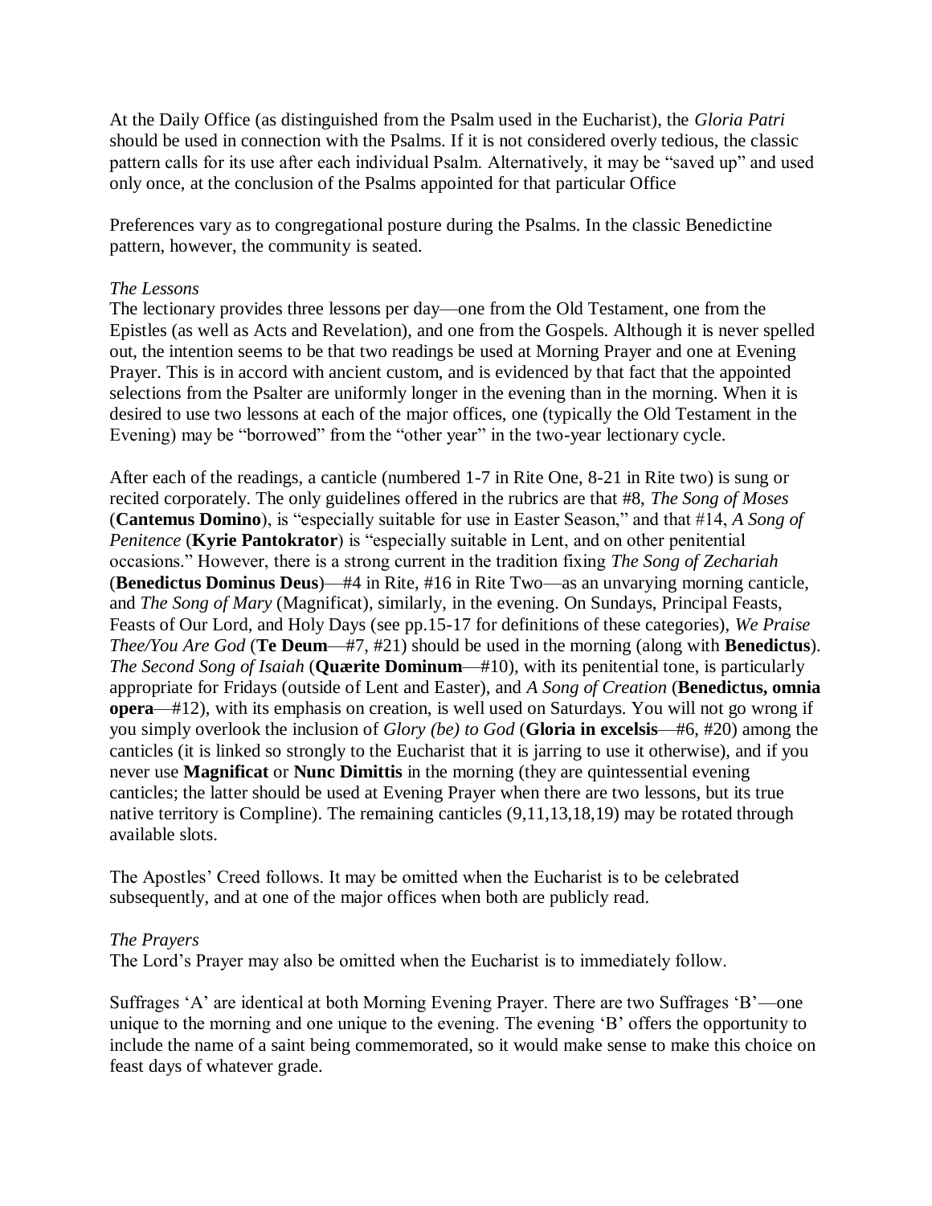At the Daily Office (as distinguished from the Psalm used in the Eucharist), the *Gloria Patri* should be used in connection with the Psalms. If it is not considered overly tedious, the classic pattern calls for its use after each individual Psalm. Alternatively, it may be "saved up" and used only once, at the conclusion of the Psalms appointed for that particular Office

Preferences vary as to congregational posture during the Psalms. In the classic Benedictine pattern, however, the community is seated.

*The Lessons*
The lectionary provides three lessons per day—one from the Old Testament, one from the Epistles (as well as Acts and Revelation), and one from the Gospels. Although it is never spelled out, the intention seems to be that two readings be used at Morning Prayer and one at Evening Prayer. This is in accord with ancient custom, and is evidenced by that fact that the appointed selections from the Psalter are uniformly longer in the evening than in the morning. When it is desired to use two lessons at each of the major offices, one (typically the Old Testament in the Evening) may be "borrowed" from the "other year" in the two-year lectionary cycle.

After each of the readings, a canticle (numbered 1-7 in Rite One, 8-21 in Rite two) is sung or recited corporately. The only guidelines offered in the rubrics are that #8, *The Song of Moses* (**Cantemus Domino**), is "especially suitable for use in Easter Season," and that #14, *A Song of Penitence* (**Kyrie Pantokrator**) is "especially suitable in Lent, and on other penitential occasions." However, there is a strong current in the tradition fixing *The Song of Zechariah* (**Benedictus Dominus Deus**)—#4 in Rite, #16 in Rite Two—as an unvarying morning canticle, and *The Song of Mary* (Magnificat), similarly, in the evening. On Sundays, Principal Feasts, Feasts of Our Lord, and Holy Days (see pp.15-17 for definitions of these categories), *We Praise Thee/You Are God* (**Te Deum**—#7, #21) should be used in the morning (along with **Benedictus**). *The Second Song of Isaiah* (**Quærite Dominum**—#10), with its penitential tone, is particularly appropriate for Fridays (outside of Lent and Easter), and *A Song of Creation* (**Benedictus, omnia opera**—#12), with its emphasis on creation, is well used on Saturdays. You will not go wrong if you simply overlook the inclusion of *Glory (be) to God* (**Gloria in excelsis**—#6, #20) among the canticles (it is linked so strongly to the Eucharist that it is jarring to use it otherwise), and if you never use **Magnificat** or **Nunc Dimittis** in the morning (they are quintessential evening canticles; the latter should be used at Evening Prayer when there are two lessons, but its true native territory is Compline). The remaining canticles (9,11,13,18,19) may be rotated through available slots.

The Apostles' Creed follows. It may be omitted when the Eucharist is to be celebrated subsequently, and at one of the major offices when both are publicly read.

*The Prayers*
The Lord's Prayer may also be omitted when the Eucharist is to immediately follow.

Suffrages 'A' are identical at both Morning Evening Prayer. There are two Suffrages 'B'—one unique to the morning and one unique to the evening. The evening 'B' offers the opportunity to include the name of a saint being commemorated, so it would make sense to make this choice on feast days of whatever grade.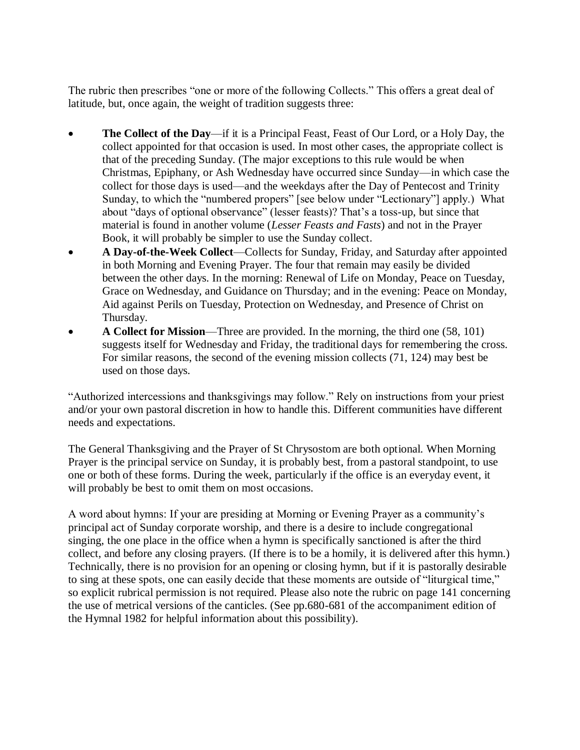The rubric then prescribes "one or more of the following Collects." This offers a great deal of latitude, but, once again, the weight of tradition suggests three:

- **The Collect of the Day**—if it is a Principal Feast, Feast of Our Lord, or a Holy Day, the collect appointed for that occasion is used. In most other cases, the appropriate collect is that of the preceding Sunday. (The major exceptions to this rule would be when Christmas, Epiphany, or Ash Wednesday have occurred since Sunday—in which case the collect for those days is used—and the weekdays after the Day of Pentecost and Trinity Sunday, to which the "numbered propers" [see below under "Lectionary"] apply.) What about "days of optional observance" (lesser feasts)? That's a toss-up, but since that material is found in another volume (*Lesser Feasts and Fasts*) and not in the Prayer Book, it will probably be simpler to use the Sunday collect.
- **A Day-of-the-Week Collect**—Collects for Sunday, Friday, and Saturday after appointed in both Morning and Evening Prayer. The four that remain may easily be divided between the other days. In the morning: Renewal of Life on Monday, Peace on Tuesday, Grace on Wednesday, and Guidance on Thursday; and in the evening: Peace on Monday, Aid against Perils on Tuesday, Protection on Wednesday, and Presence of Christ on Thursday.
- **A Collect for Mission**—Three are provided. In the morning, the third one (58, 101) suggests itself for Wednesday and Friday, the traditional days for remembering the cross. For similar reasons, the second of the evening mission collects (71, 124) may best be used on those days.

"Authorized intercessions and thanksgivings may follow." Rely on instructions from your priest and/or your own pastoral discretion in how to handle this. Different communities have different needs and expectations.

The General Thanksgiving and the Prayer of St Chrysostom are both optional. When Morning Prayer is the principal service on Sunday, it is probably best, from a pastoral standpoint, to use one or both of these forms. During the week, particularly if the office is an everyday event, it will probably be best to omit them on most occasions.

A word about hymns: If your are presiding at Morning or Evening Prayer as a community's principal act of Sunday corporate worship, and there is a desire to include congregational singing, the one place in the office when a hymn is specifically sanctioned is after the third collect, and before any closing prayers. (If there is to be a homily, it is delivered after this hymn.) Technically, there is no provision for an opening or closing hymn, but if it is pastorally desirable to sing at these spots, one can easily decide that these moments are outside of "liturgical time," so explicit rubrical permission is not required. Please also note the rubric on page 141 concerning the use of metrical versions of the canticles. (See pp.680-681 of the accompaniment edition of the Hymnal 1982 for helpful information about this possibility).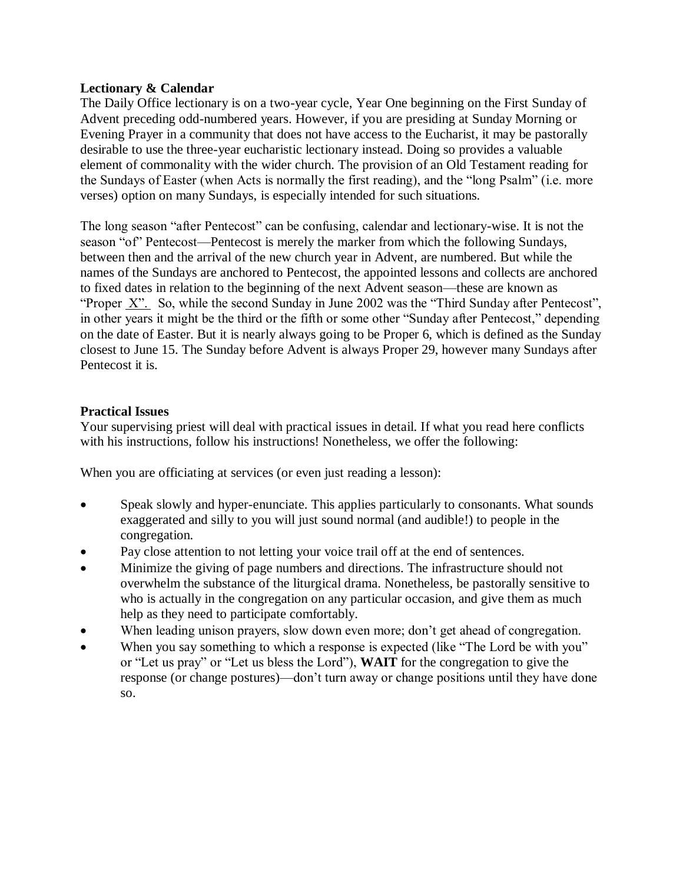**Lectionary & Calendar**

The Daily Office lectionary is on a two-year cycle, Year One beginning on the First Sunday of Advent preceding odd-numbered years. However, if you are presiding at Sunday Morning or Evening Prayer in a community that does not have access to the Eucharist, it may be pastorally desirable to use the three-year eucharistic lectionary instead. Doing so provides a valuable element of commonality with the wider church. The provision of an Old Testament reading for the Sundays of Easter (when Acts is normally the first reading), and the "long Psalm" (i.e. more verses) option on many Sundays, is especially intended for such situations.

The long season "after Pentecost" can be confusing, calendar and lectionary-wise. It is not the season "of" Pentecost—Pentecost is merely the marker from which the following Sundays, between then and the arrival of the new church year in Advent, are numbered. But while the names of the Sundays are anchored to Pentecost, the appointed lessons and collects are anchored to fixed dates in relation to the beginning of the next Advent season—these are known as "Proper X". So, while the second Sunday in June 2002 was the "Third Sunday after Pentecost", in other years it might be the third or the fifth or some other "Sunday after Pentecost," depending on the date of Easter. But it is nearly always going to be Proper 6, which is defined as the Sunday closest to June 15. The Sunday before Advent is always Proper 29, however many Sundays after Pentecost it is.

**Practical Issues**

Your supervising priest will deal with practical issues in detail. If what you read here conflicts with his instructions, follow his instructions! Nonetheless, we offer the following:

When you are officiating at services (or even just reading a lesson):

- Speak slowly and hyper-enunciate. This applies particularly to consonants. What sounds exaggerated and silly to you will just sound normal (and audible!) to people in the congregation.
- Pay close attention to not letting your voice trail off at the end of sentences.
- Minimize the giving of page numbers and directions. The infrastructure should not overwhelm the substance of the liturgical drama. Nonetheless, be pastorally sensitive to who is actually in the congregation on any particular occasion, and give them as much help as they need to participate comfortably.
- When leading unison prayers, slow down even more; don't get ahead of congregation.
- When you say something to which a response is expected (like "The Lord be with you" or "Let us pray" or "Let us bless the Lord"), **WAIT** for the congregation to give the response (or change postures)—don't turn away or change positions until they have done so.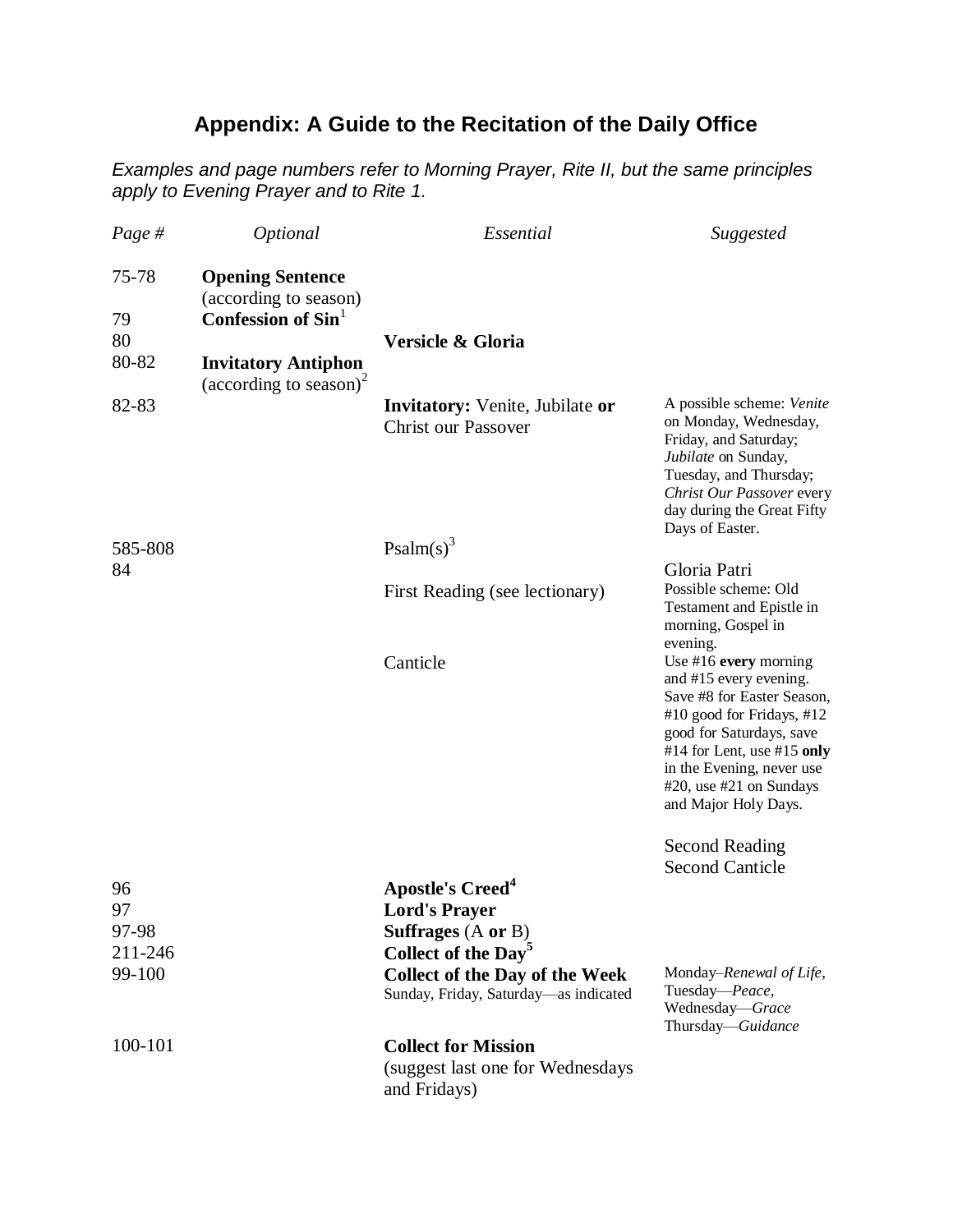## Appendix: A Guide to the Recitation of the Daily Office

*Examples and page numbers refer to Morning Prayer, Rite II, but the same principles apply to Evening Prayer and to Rite 1.*

| *Page #* | *Optional* | *Essential* | *Suggested* |
|---|---|---|---|
| 75-78 | **Opening Sentence** (according to season) | | |
| 79 | **Confession of Sin**[1] | | |
| 80 | | **Versicle & Gloria** | |
| 80-82 | **Invitatory Antiphon** (according to season)[2] | | |
| 82-83 | | **Invitatory:** Venite, Jubilate **or** Christ our Passover | A possible scheme: *Venite* on Monday, Wednesday, Friday, and Saturday; *Jubilate* on Sunday, Tuesday, and Thursday; *Christ Our Passover* every day during the Great Fifty Days of Easter. |
| 585-808 | | Psalm(s)[3] | |
| 84 | | | Gloria Patri |
| | | First Reading (see lectionary) | Possible scheme: Old Testament and Epistle in morning, Gospel in evening. |
| | | Canticle | Use #16 **every** morning and #15 every evening. Save #8 for Easter Season, #10 good for Fridays, #12 good for Saturdays, save #14 for Lent, use #15 **only** in the Evening, never use #20, use #21 on Sundays and Major Holy Days. |
| | | | Second Reading<br>Second Canticle |
| 96 | | **Apostle's Creed**[4] | |
| 97 | | **Lord's Prayer** | |
| 97-98 | | **Suffrages** (A **or** B) | |
| 211-246 | | **Collect of the Day**[5] | |
| 99-100 | | **Collect of the Day of the Week**<br>Sunday, Friday, Saturday—as indicated | Monday–*Renewal of Life*, Tuesday—*Peace*, Wednesday—*Grace* Thursday—*Guidance* |
| 100-101 | | **Collect for Mission**<br>(suggest last one for Wednesdays and Fridays) | |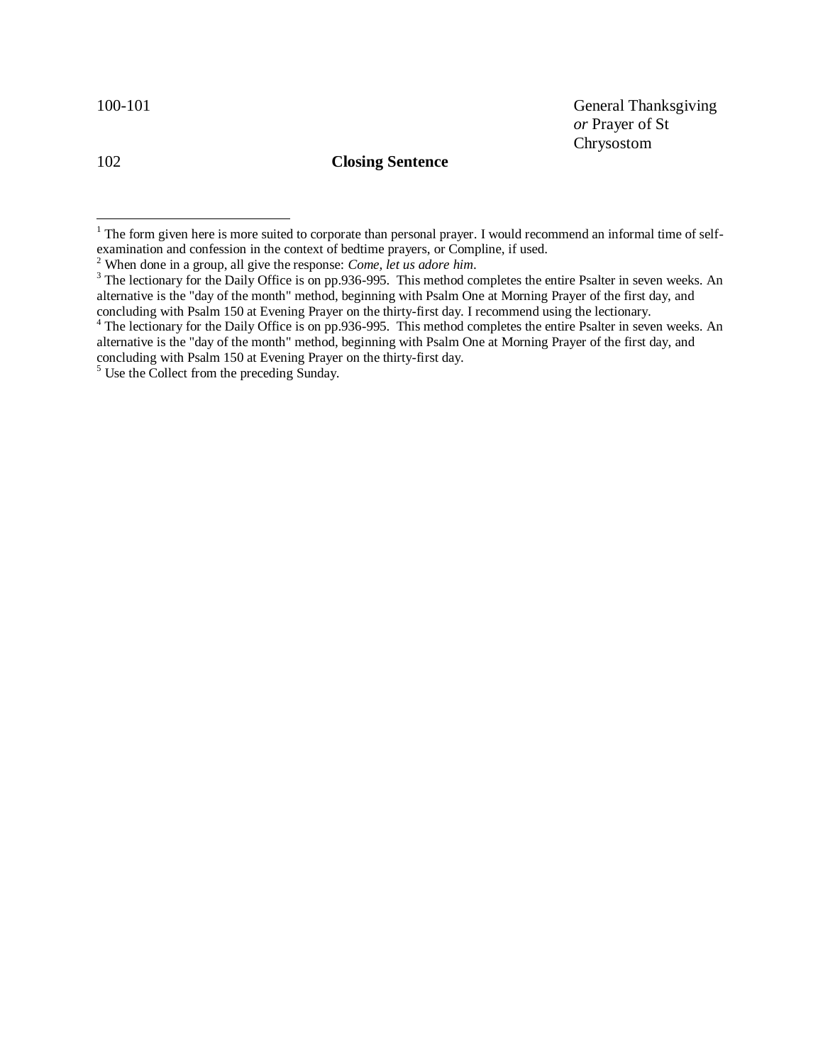| | | |
|---|---|---|
| 100-101 | | General Thanksgiving *or* Prayer of St Chrysostom |
| 102 | **Closing Sentence** | |

---

[1] The form given here is more suited to corporate than personal prayer. I would recommend an informal time of self-examination and confession in the context of bedtime prayers, or Compline, if used.

[2] When done in a group, all give the response: *Come, let us adore him*.

[3] The lectionary for the Daily Office is on pp.936-995. This method completes the entire Psalter in seven weeks. An alternative is the "day of the month" method, beginning with Psalm One at Morning Prayer of the first day, and concluding with Psalm 150 at Evening Prayer on the thirty-first day. I recommend using the lectionary.

[4] The lectionary for the Daily Office is on pp.936-995. This method completes the entire Psalter in seven weeks. An alternative is the "day of the month" method, beginning with Psalm One at Morning Prayer of the first day, and concluding with Psalm 150 at Evening Prayer on the thirty-first day.

[5] Use the Collect from the preceding Sunday.